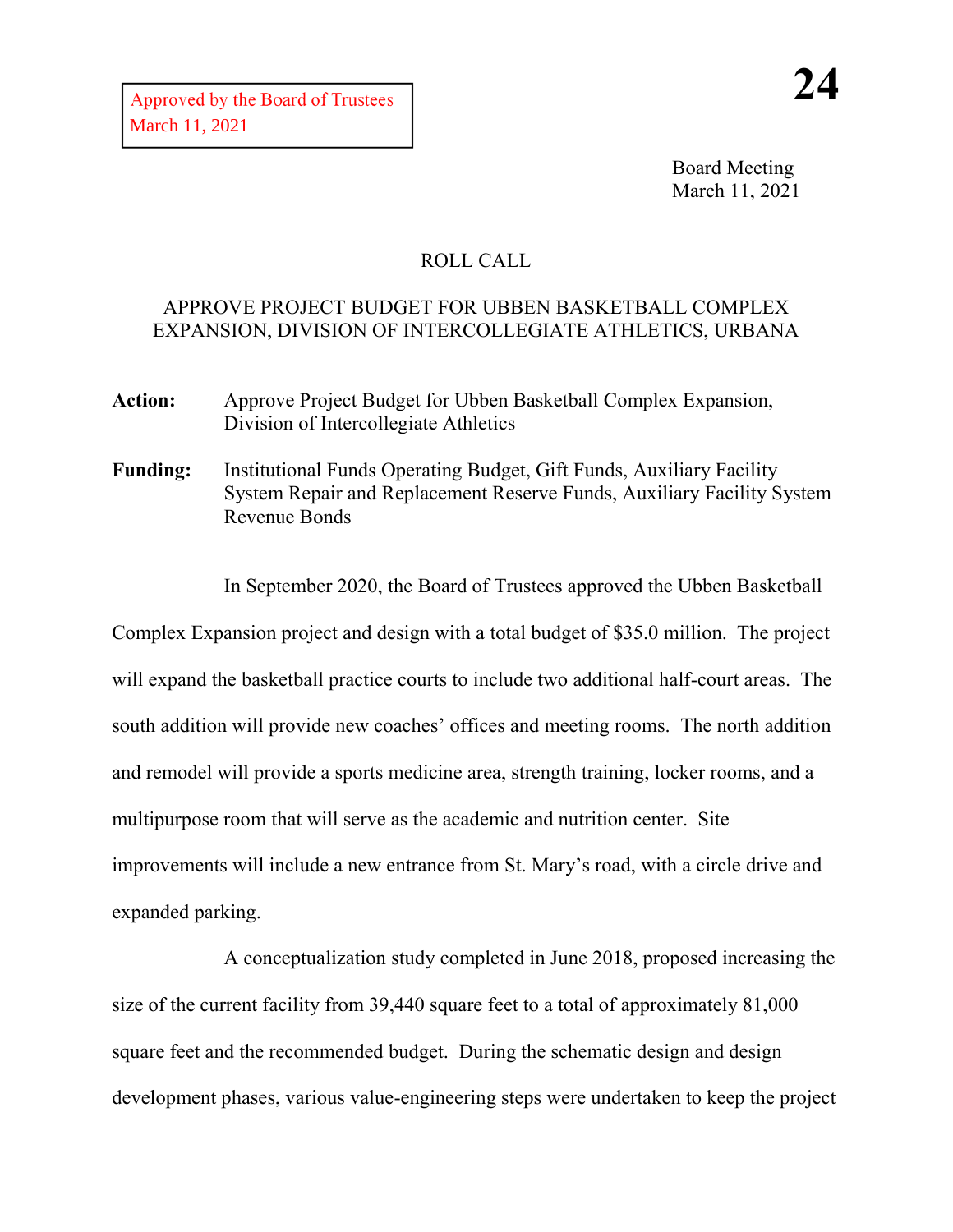Approved by the Board of Trustees
March 11, 2021

**24**

Board Meeting
March 11, 2021

ROLL CALL

APPROVE PROJECT BUDGET FOR UBBEN BASKETBALL COMPLEX EXPANSION, DIVISION OF INTERCOLLEGIATE ATHLETICS, URBANA

**Action:** Approve Project Budget for Ubben Basketball Complex Expansion, Division of Intercollegiate Athletics

**Funding:** Institutional Funds Operating Budget, Gift Funds, Auxiliary Facility System Repair and Replacement Reserve Funds, Auxiliary Facility System Revenue Bonds

In September 2020, the Board of Trustees approved the Ubben Basketball Complex Expansion project and design with a total budget of $35.0 million. The project will expand the basketball practice courts to include two additional half-court areas. The south addition will provide new coaches' offices and meeting rooms. The north addition and remodel will provide a sports medicine area, strength training, locker rooms, and a multipurpose room that will serve as the academic and nutrition center. Site improvements will include a new entrance from St. Mary's road, with a circle drive and expanded parking.

A conceptualization study completed in June 2018, proposed increasing the size of the current facility from 39,440 square feet to a total of approximately 81,000 square feet and the recommended budget. During the schematic design and design development phases, various value-engineering steps were undertaken to keep the project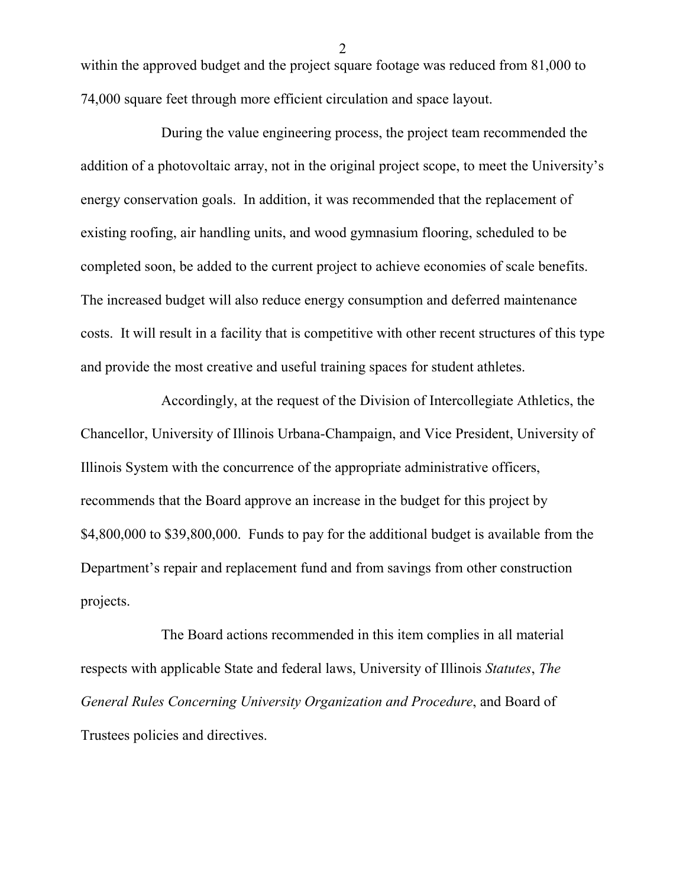within the approved budget and the project square footage was reduced from 81,000 to 74,000 square feet through more efficient circulation and space layout.

During the value engineering process, the project team recommended the addition of a photovoltaic array, not in the original project scope, to meet the University's energy conservation goals. In addition, it was recommended that the replacement of existing roofing, air handling units, and wood gymnasium flooring, scheduled to be completed soon, be added to the current project to achieve economies of scale benefits. The increased budget will also reduce energy consumption and deferred maintenance costs. It will result in a facility that is competitive with other recent structures of this type and provide the most creative and useful training spaces for student athletes.

Accordingly, at the request of the Division of Intercollegiate Athletics, the Chancellor, University of Illinois Urbana-Champaign, and Vice President, University of Illinois System with the concurrence of the appropriate administrative officers, recommends that the Board approve an increase in the budget for this project by $4,800,000 to $39,800,000. Funds to pay for the additional budget is available from the Department's repair and replacement fund and from savings from other construction projects.

The Board actions recommended in this item complies in all material respects with applicable State and federal laws, University of Illinois *Statutes*, *The General Rules Concerning University Organization and Procedure*, and Board of Trustees policies and directives.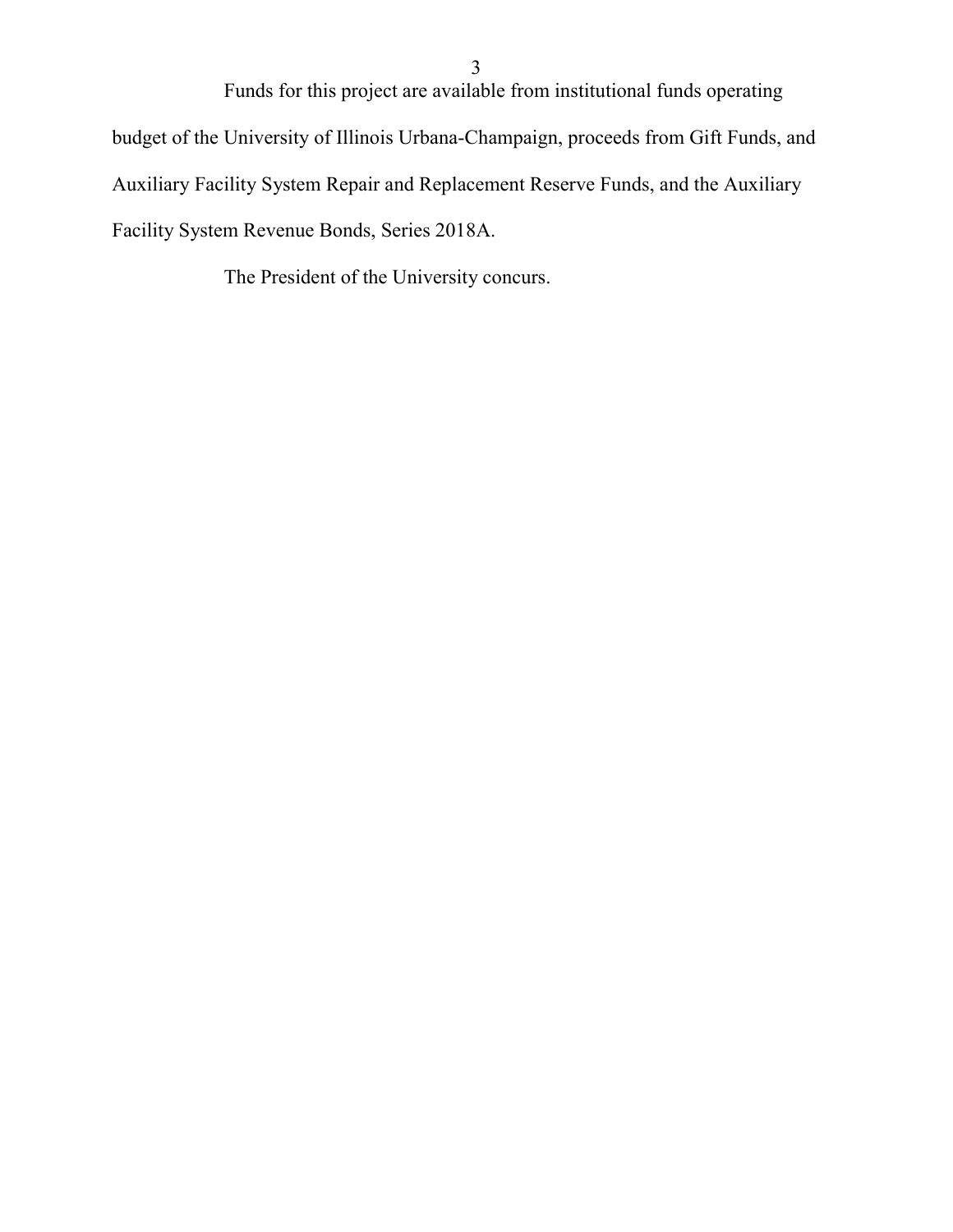Funds for this project are available from institutional funds operating budget of the University of Illinois Urbana-Champaign, proceeds from Gift Funds, and Auxiliary Facility System Repair and Replacement Reserve Funds, and the Auxiliary Facility System Revenue Bonds, Series 2018A.

The President of the University concurs.